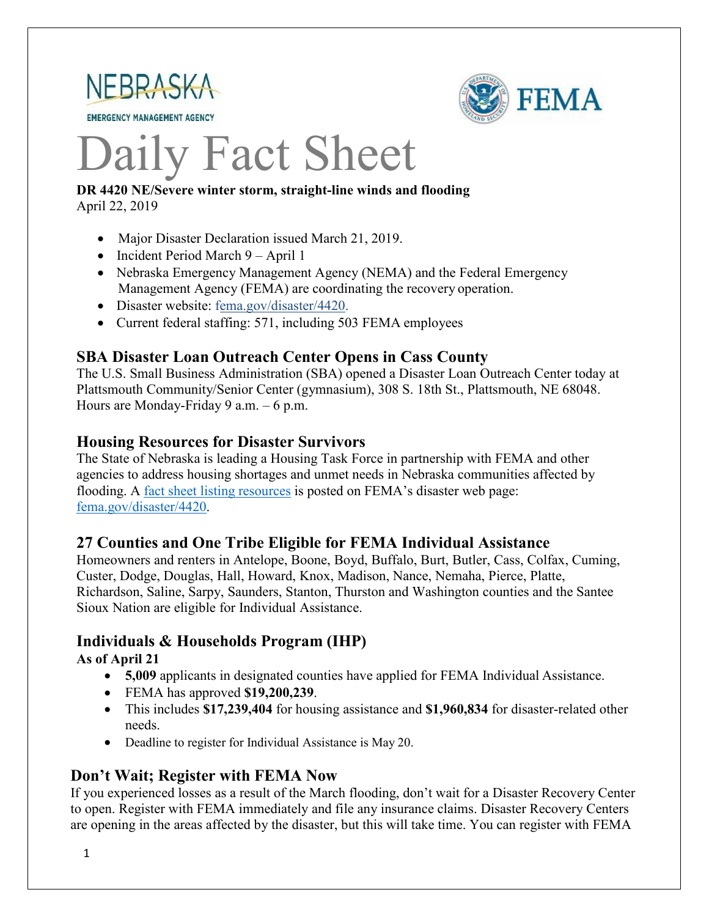NEBRASKA

EMERGENCY MANAGEMENT AGENCY

FEMA

# Daily Fact Sheet

**DR 4420 NE/Severe winter storm, straight-line winds and flooding**
April 22, 2019

- Major Disaster Declaration issued March 21, 2019.
- Incident Period March 9 – April 1
- Nebraska Emergency Management Agency (NEMA) and the Federal Emergency Management Agency (FEMA) are coordinating the recovery operation.
- Disaster website: [fema.gov/disaster/4420](fema.gov/disaster/4420).
- Current federal staffing: 571, including 503 FEMA employees

## SBA Disaster Loan Outreach Center Opens in Cass County

The U.S. Small Business Administration (SBA) opened a Disaster Loan Outreach Center today at Plattsmouth Community/Senior Center (gymnasium), 308 S. 18th St., Plattsmouth, NE 68048. Hours are Monday-Friday 9 a.m. – 6 p.m.

## Housing Resources for Disaster Survivors

The State of Nebraska is leading a Housing Task Force in partnership with FEMA and other agencies to address housing shortages and unmet needs in Nebraska communities affected by flooding. A [fact sheet listing resources](fact sheet listing resources) is posted on FEMA's disaster web page: [fema.gov/disaster/4420](fema.gov/disaster/4420).

## 27 Counties and One Tribe Eligible for FEMA Individual Assistance

Homeowners and renters in Antelope, Boone, Boyd, Buffalo, Burt, Butler, Cass, Colfax, Cuming, Custer, Dodge, Douglas, Hall, Howard, Knox, Madison, Nance, Nemaha, Pierce, Platte, Richardson, Saline, Sarpy, Saunders, Stanton, Thurston and Washington counties and the Santee Sioux Nation are eligible for Individual Assistance.

## Individuals & Households Program (IHP)

**As of April 21**

- **5,009** applicants in designated counties have applied for FEMA Individual Assistance.
- FEMA has approved **$19,200,239**.
- This includes **$17,239,404** for housing assistance and **$1,960,834** for disaster-related other needs.
- Deadline to register for Individual Assistance is May 20.

## Don't Wait; Register with FEMA Now

If you experienced losses as a result of the March flooding, don't wait for a Disaster Recovery Center to open. Register with FEMA immediately and file any insurance claims. Disaster Recovery Centers are opening in the areas affected by the disaster, but this will take time. You can register with FEMA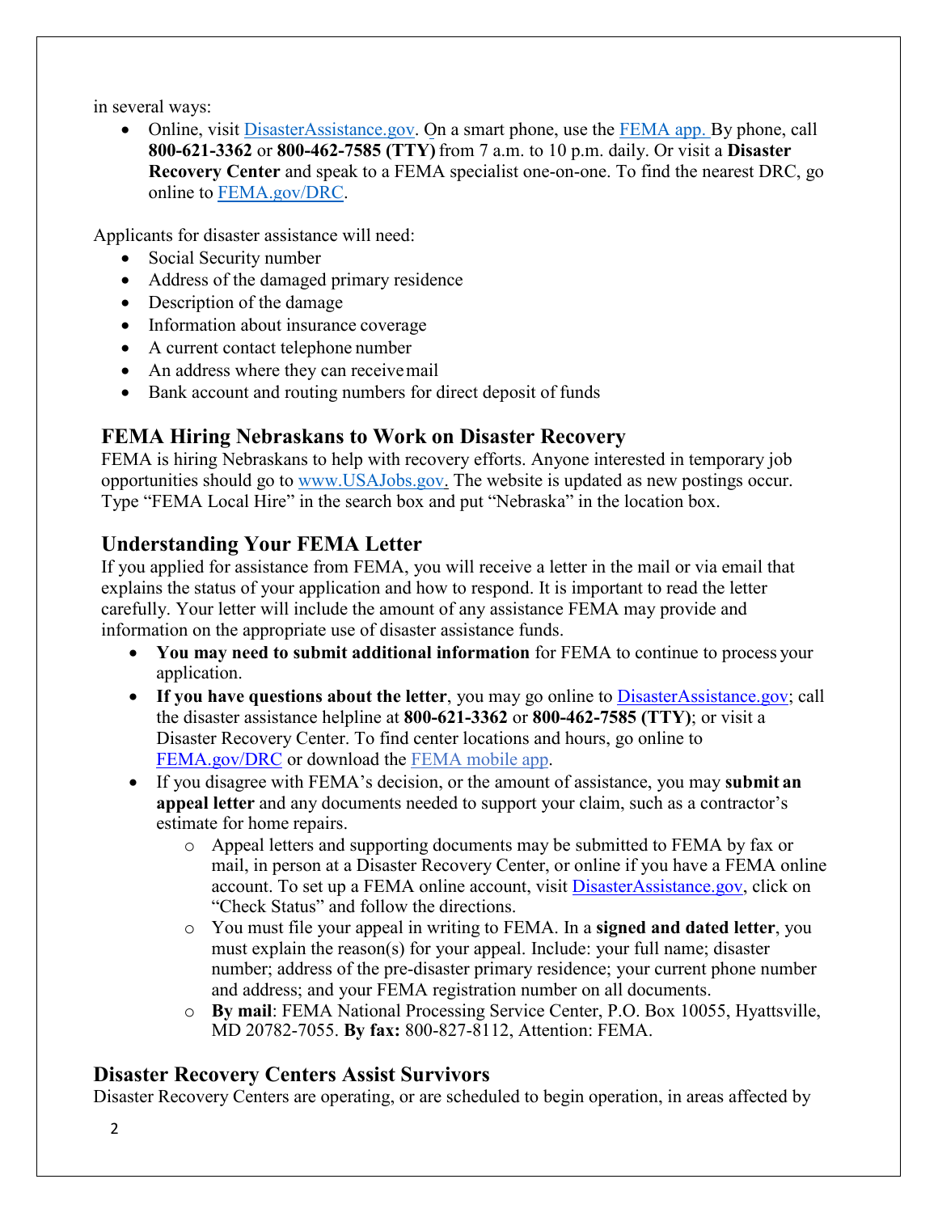in several ways:

- Online, visit DisasterAssistance.gov. On a smart phone, use the FEMA app. By phone, call **800-621-3362** or **800-462-7585 (TTY)** from 7 a.m. to 10 p.m. daily. Or visit a **Disaster Recovery Center** and speak to a FEMA specialist one-on-one. To find the nearest DRC, go online to FEMA.gov/DRC.

Applicants for disaster assistance will need:

- Social Security number
- Address of the damaged primary residence
- Description of the damage
- Information about insurance coverage
- A current contact telephone number
- An address where they can receive mail
- Bank account and routing numbers for direct deposit of funds

## FEMA Hiring Nebraskans to Work on Disaster Recovery

FEMA is hiring Nebraskans to help with recovery efforts. Anyone interested in temporary job opportunities should go to www.USAJobs.gov. The website is updated as new postings occur. Type "FEMA Local Hire" in the search box and put "Nebraska" in the location box.

## Understanding Your FEMA Letter

If you applied for assistance from FEMA, you will receive a letter in the mail or via email that explains the status of your application and how to respond. It is important to read the letter carefully. Your letter will include the amount of any assistance FEMA may provide and information on the appropriate use of disaster assistance funds.

- **You may need to submit additional information** for FEMA to continue to process your application.
- **If you have questions about the letter**, you may go online to DisasterAssistance.gov; call the disaster assistance helpline at **800-621-3362** or **800-462-7585 (TTY)**; or visit a Disaster Recovery Center. To find center locations and hours, go online to FEMA.gov/DRC or download the FEMA mobile app.
- If you disagree with FEMA's decision, or the amount of assistance, you may **submit an appeal letter** and any documents needed to support your claim, such as a contractor's estimate for home repairs.
  - Appeal letters and supporting documents may be submitted to FEMA by fax or mail, in person at a Disaster Recovery Center, or online if you have a FEMA online account. To set up a FEMA online account, visit DisasterAssistance.gov, click on "Check Status" and follow the directions.
  - You must file your appeal in writing to FEMA. In a **signed and dated letter**, you must explain the reason(s) for your appeal. Include: your full name; disaster number; address of the pre-disaster primary residence; your current phone number and address; and your FEMA registration number on all documents.
  - **By mail**: FEMA National Processing Service Center, P.O. Box 10055, Hyattsville, MD 20782-7055. **By fax:** 800-827-8112, Attention: FEMA.

## Disaster Recovery Centers Assist Survivors

Disaster Recovery Centers are operating, or are scheduled to begin operation, in areas affected by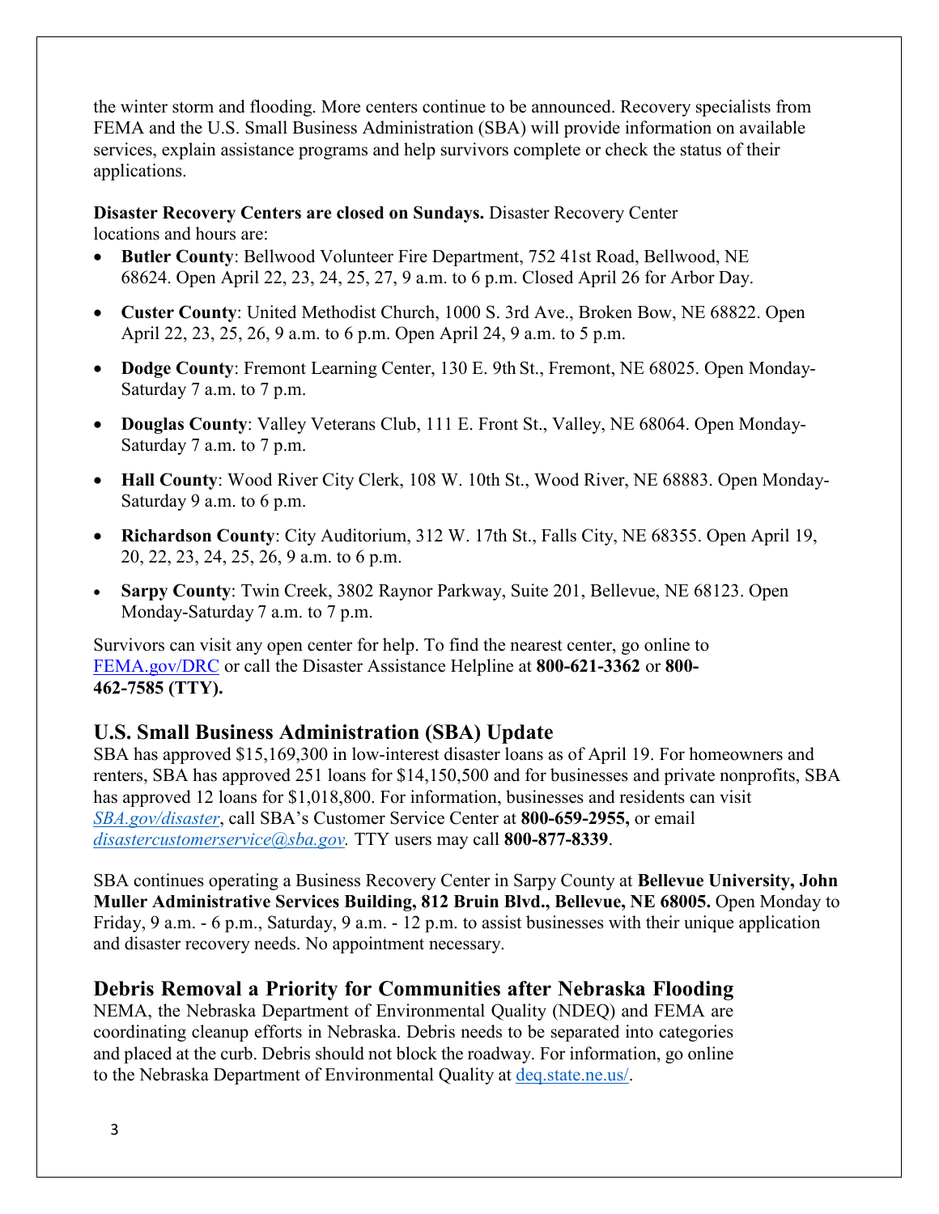the winter storm and flooding. More centers continue to be announced. Recovery specialists from FEMA and the U.S. Small Business Administration (SBA) will provide information on available services, explain assistance programs and help survivors complete or check the status of their applications.

**Disaster Recovery Centers are closed on Sundays.** Disaster Recovery Center locations and hours are:

- **Butler County**: Bellwood Volunteer Fire Department, 752 41st Road, Bellwood, NE 68624. Open April 22, 23, 24, 25, 27, 9 a.m. to 6 p.m. Closed April 26 for Arbor Day.
- **Custer County**: United Methodist Church, 1000 S. 3rd Ave., Broken Bow, NE 68822. Open April 22, 23, 25, 26, 9 a.m. to 6 p.m. Open April 24, 9 a.m. to 5 p.m.
- **Dodge County**: Fremont Learning Center, 130 E. 9th St., Fremont, NE 68025. Open Monday-Saturday 7 a.m. to 7 p.m.
- **Douglas County**: Valley Veterans Club, 111 E. Front St., Valley, NE 68064. Open Monday-Saturday 7 a.m. to 7 p.m.
- **Hall County**: Wood River City Clerk, 108 W. 10th St., Wood River, NE 68883. Open Monday-Saturday 9 a.m. to 6 p.m.
- **Richardson County**: City Auditorium, 312 W. 17th St., Falls City, NE 68355. Open April 19, 20, 22, 23, 24, 25, 26, 9 a.m. to 6 p.m.
- **Sarpy County**: Twin Creek, 3802 Raynor Parkway, Suite 201, Bellevue, NE 68123. Open Monday-Saturday 7 a.m. to 7 p.m.

Survivors can visit any open center for help. To find the nearest center, go online to FEMA.gov/DRC or call the Disaster Assistance Helpline at **800-621-3362** or **800-462-7585 (TTY).**

## U.S. Small Business Administration (SBA) Update

SBA has approved $15,169,300 in low-interest disaster loans as of April 19. For homeowners and renters, SBA has approved 251 loans for $14,150,500 and for businesses and private nonprofits, SBA has approved 12 loans for $1,018,800. For information, businesses and residents can visit *SBA.gov/disaster*, call SBA's Customer Service Center at **800-659-2955,** or email *disastercustomerservice@sba.gov.* TTY users may call **800-877-8339**.

SBA continues operating a Business Recovery Center in Sarpy County at **Bellevue University, John Muller Administrative Services Building, 812 Bruin Blvd., Bellevue, NE 68005.** Open Monday to Friday, 9 a.m. - 6 p.m., Saturday, 9 a.m. - 12 p.m. to assist businesses with their unique application and disaster recovery needs. No appointment necessary.

## Debris Removal a Priority for Communities after Nebraska Flooding

NEMA, the Nebraska Department of Environmental Quality (NDEQ) and FEMA are coordinating cleanup efforts in Nebraska. Debris needs to be separated into categories and placed at the curb. Debris should not block the roadway. For information, go online to the Nebraska Department of Environmental Quality at deq.state.ne.us/.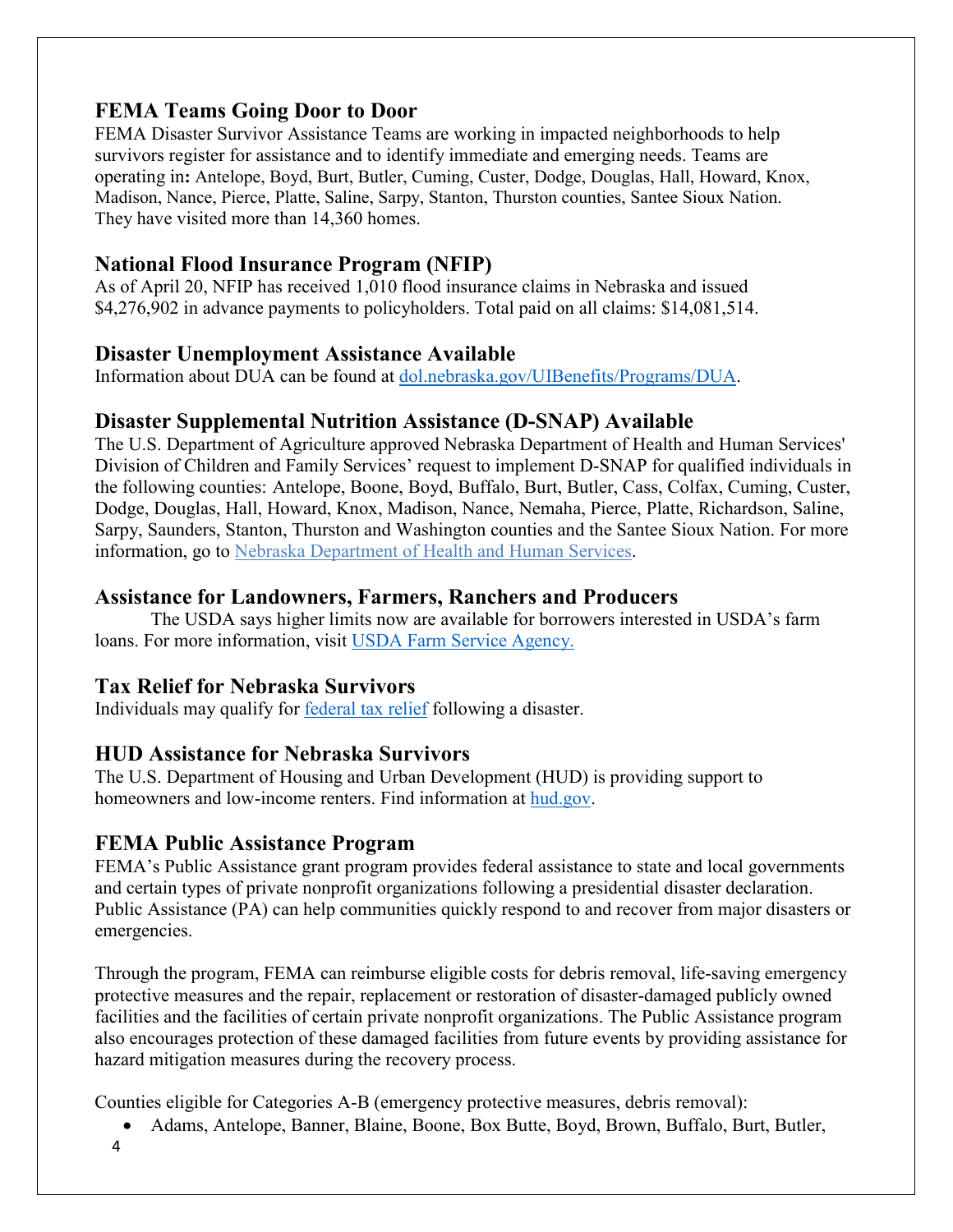## FEMA Teams Going Door to Door

FEMA Disaster Survivor Assistance Teams are working in impacted neighborhoods to help survivors register for assistance and to identify immediate and emerging needs. Teams are operating in**:** Antelope, Boyd, Burt, Butler, Cuming, Custer, Dodge, Douglas, Hall, Howard, Knox, Madison, Nance, Pierce, Platte, Saline, Sarpy, Stanton, Thurston counties, Santee Sioux Nation. They have visited more than 14,360 homes.

## National Flood Insurance Program (NFIP)

As of April 20, NFIP has received 1,010 flood insurance claims in Nebraska and issued $4,276,902 in advance payments to policyholders. Total paid on all claims: $14,081,514.

## Disaster Unemployment Assistance Available

Information about DUA can be found at [dol.nebraska.gov/UIBenefits/Programs/DUA](dol.nebraska.gov/UIBenefits/Programs/DUA).

## Disaster Supplemental Nutrition Assistance (D-SNAP) Available

The U.S. Department of Agriculture approved Nebraska Department of Health and Human Services' Division of Children and Family Services' request to implement D-SNAP for qualified individuals in the following counties: Antelope, Boone, Boyd, Buffalo, Burt, Butler, Cass, Colfax, Cuming, Custer, Dodge, Douglas, Hall, Howard, Knox, Madison, Nance, Nemaha, Pierce, Platte, Richardson, Saline, Sarpy, Saunders, Stanton, Thurston and Washington counties and the Santee Sioux Nation. For more information, go to Nebraska Department of Health and Human Services.

## Assistance for Landowners, Farmers, Ranchers and Producers

The USDA says higher limits now are available for borrowers interested in USDA's farm loans. For more information, visit USDA Farm Service Agency.

## Tax Relief for Nebraska Survivors

Individuals may qualify for federal tax relief following a disaster.

## HUD Assistance for Nebraska Survivors

The U.S. Department of Housing and Urban Development (HUD) is providing support to homeowners and low-income renters. Find information at hud.gov.

## FEMA Public Assistance Program

FEMA's Public Assistance grant program provides federal assistance to state and local governments and certain types of private nonprofit organizations following a presidential disaster declaration. Public Assistance (PA) can help communities quickly respond to and recover from major disasters or emergencies.

Through the program, FEMA can reimburse eligible costs for debris removal, life-saving emergency protective measures and the repair, replacement or restoration of disaster-damaged publicly owned facilities and the facilities of certain private nonprofit organizations. The Public Assistance program also encourages protection of these damaged facilities from future events by providing assistance for hazard mitigation measures during the recovery process.

Counties eligible for Categories A-B (emergency protective measures, debris removal):

- Adams, Antelope, Banner, Blaine, Boone, Box Butte, Boyd, Brown, Buffalo, Burt, Butler,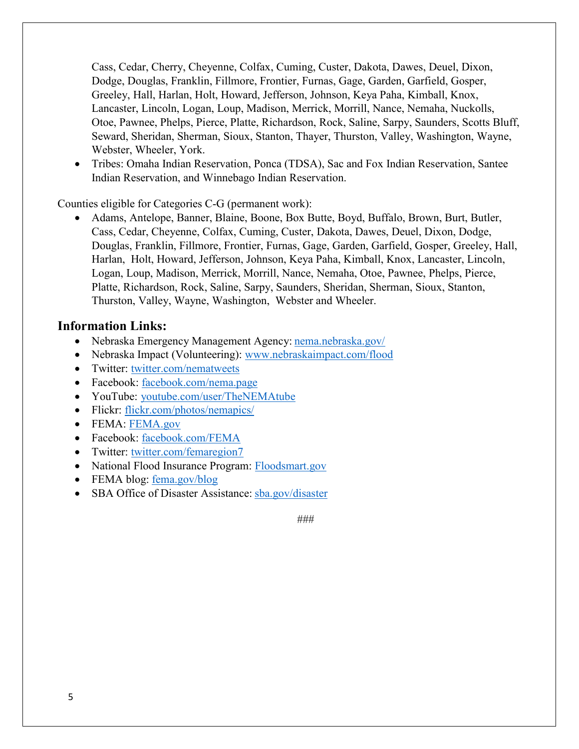- Cass, Cedar, Cherry, Cheyenne, Colfax, Cuming, Custer, Dakota, Dawes, Deuel, Dixon, Dodge, Douglas, Franklin, Fillmore, Frontier, Furnas, Gage, Garden, Garfield, Gosper, Greeley, Hall, Harlan, Holt, Howard, Jefferson, Johnson, Keya Paha, Kimball, Knox, Lancaster, Lincoln, Logan, Loup, Madison, Merrick, Morrill, Nance, Nemaha, Nuckolls, Otoe, Pawnee, Phelps, Pierce, Platte, Richardson, Rock, Saline, Sarpy, Saunders, Scotts Bluff, Seward, Sheridan, Sherman, Sioux, Stanton, Thayer, Thurston, Valley, Washington, Wayne, Webster, Wheeler, York.
- Tribes: Omaha Indian Reservation, Ponca (TDSA), Sac and Fox Indian Reservation, Santee Indian Reservation, and Winnebago Indian Reservation.

Counties eligible for Categories C-G (permanent work):

- Adams, Antelope, Banner, Blaine, Boone, Box Butte, Boyd, Buffalo, Brown, Burt, Butler, Cass, Cedar, Cheyenne, Colfax, Cuming, Custer, Dakota, Dawes, Deuel, Dixon, Dodge, Douglas, Franklin, Fillmore, Frontier, Furnas, Gage, Garden, Garfield, Gosper, Greeley, Hall, Harlan, Holt, Howard, Jefferson, Johnson, Keya Paha, Kimball, Knox, Lancaster, Lincoln, Logan, Loup, Madison, Merrick, Morrill, Nance, Nemaha, Otoe, Pawnee, Phelps, Pierce, Platte, Richardson, Rock, Saline, Sarpy, Saunders, Sheridan, Sherman, Sioux, Stanton, Thurston, Valley, Wayne, Washington, Webster and Wheeler.

## Information Links:

- Nebraska Emergency Management Agency: [nema.nebraska.gov/](nema.nebraska.gov/)
- Nebraska Impact (Volunteering): [www.nebraskaimpact.com/flood](www.nebraskaimpact.com/flood)
- Twitter: [twitter.com/nematweets](twitter.com/nematweets)
- Facebook: [facebook.com/nema.page](facebook.com/nema.page)
- YouTube: [youtube.com/user/TheNEMAtube](youtube.com/user/TheNEMAtube)
- Flickr: [flickr.com/photos/nemapics/](flickr.com/photos/nemapics/)
- FEMA: [FEMA.gov](FEMA.gov)
- Facebook: [facebook.com/FEMA](facebook.com/FEMA)
- Twitter: [twitter.com/femaregion7](twitter.com/femaregion7)
- National Flood Insurance Program: [Floodsmart.gov](Floodsmart.gov)
- FEMA blog: [fema.gov/blog](fema.gov/blog)
- SBA Office of Disaster Assistance: [sba.gov/disaster](sba.gov/disaster)

###